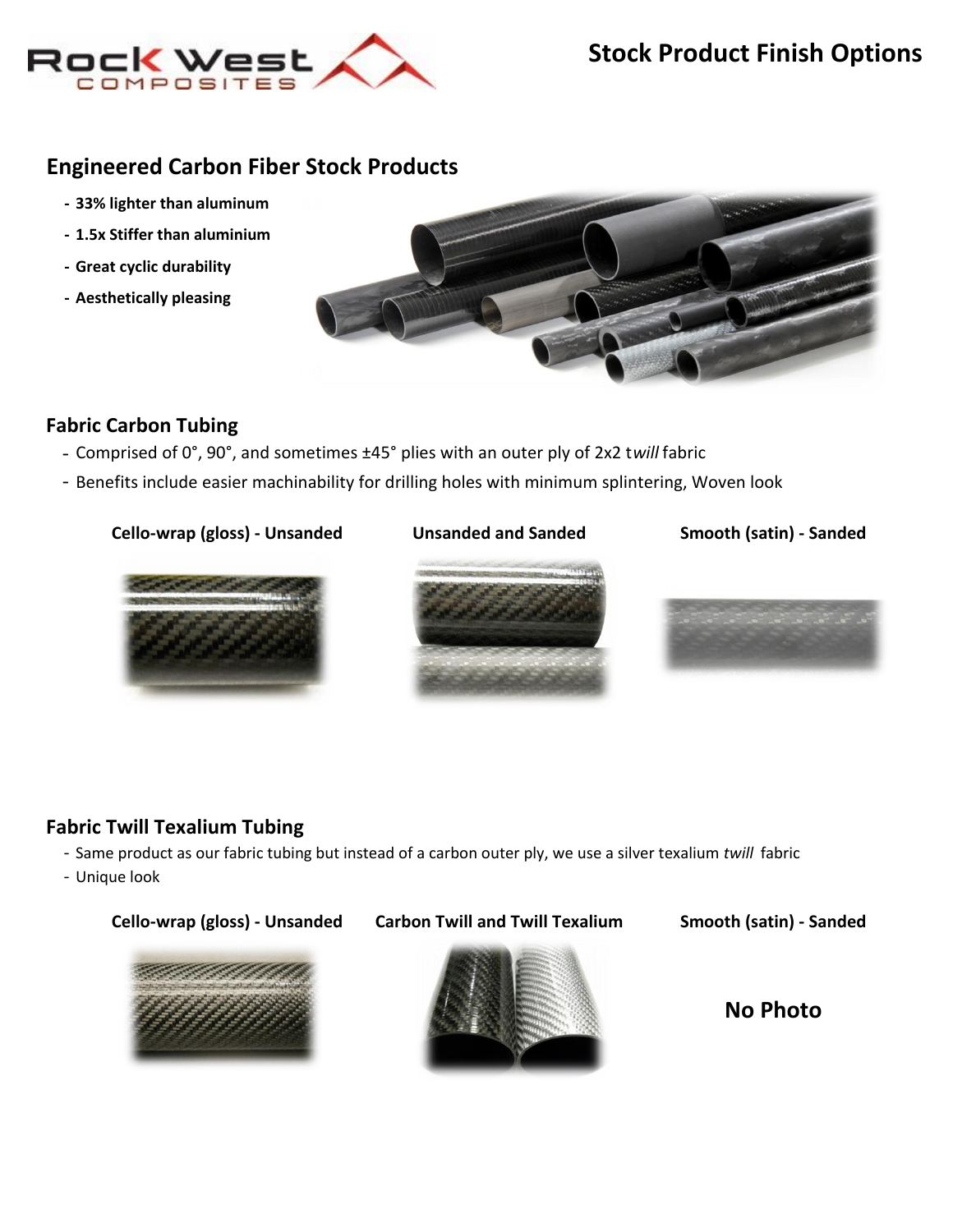# Stock Product Finish Options

## Engineered Carbon Fiber Stock Products

- **33% lighter than aluminum**
- **1.5x Stiffer than aluminium**
- **Great cyclic durability**
- **Aesthetically pleasing**

### Fabric Carbon Tubing

- Comprised of 0°, 90°, and sometimes ±45° plies with an outer ply of 2x2 t*will* fabric
- Benefits include easier machinability for drilling holes with minimum splintering, Woven look

**Cello-wrap (gloss) - Unsanded** | **Unsanded and Sanded** | **Smooth (satin) - Sanded**

### Fabric Twill Texalium Tubing

- Same product as our fabric tubing but instead of a carbon outer ply, we use a silver texalium *twill* fabric
- Unique look

**Cello-wrap (gloss) - Unsanded** | **Carbon Twill and Twill Texalium** | **Smooth (satin) - Sanded**

**No Photo**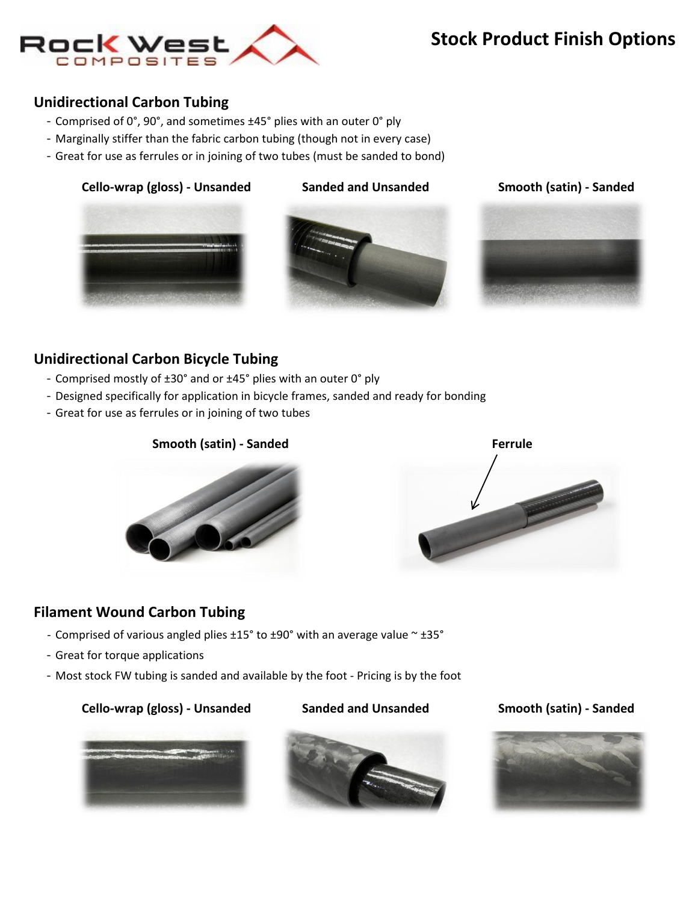# Stock Product Finish Options

## Unidirectional Carbon Tubing

- Comprised of 0°, 90°, and sometimes ±45° plies with an outer 0° ply
- Marginally stiffer than the fabric carbon tubing (though not in every case)
- Great for use as ferrules or in joining of two tubes (must be sanded to bond)

**Cello-wrap (gloss) - Unsanded**

**Sanded and Unsanded**

**Smooth (satin) - Sanded**

## Unidirectional Carbon Bicycle Tubing

- Comprised mostly of ±30° and or ±45° plies with an outer 0° ply
- Designed specifically for application in bicycle frames, sanded and ready for bonding
- Great for use as ferrules or in joining of two tubes

**Smooth (satin) - Sanded**

**Ferrule**

## Filament Wound Carbon Tubing

- Comprised of various angled plies ±15° to ±90° with an average value ~ ±35°
- Great for torque applications
- Most stock FW tubing is sanded and available by the foot - Pricing is by the foot

**Cello-wrap (gloss) - Unsanded**

**Sanded and Unsanded**

**Smooth (satin) - Sanded**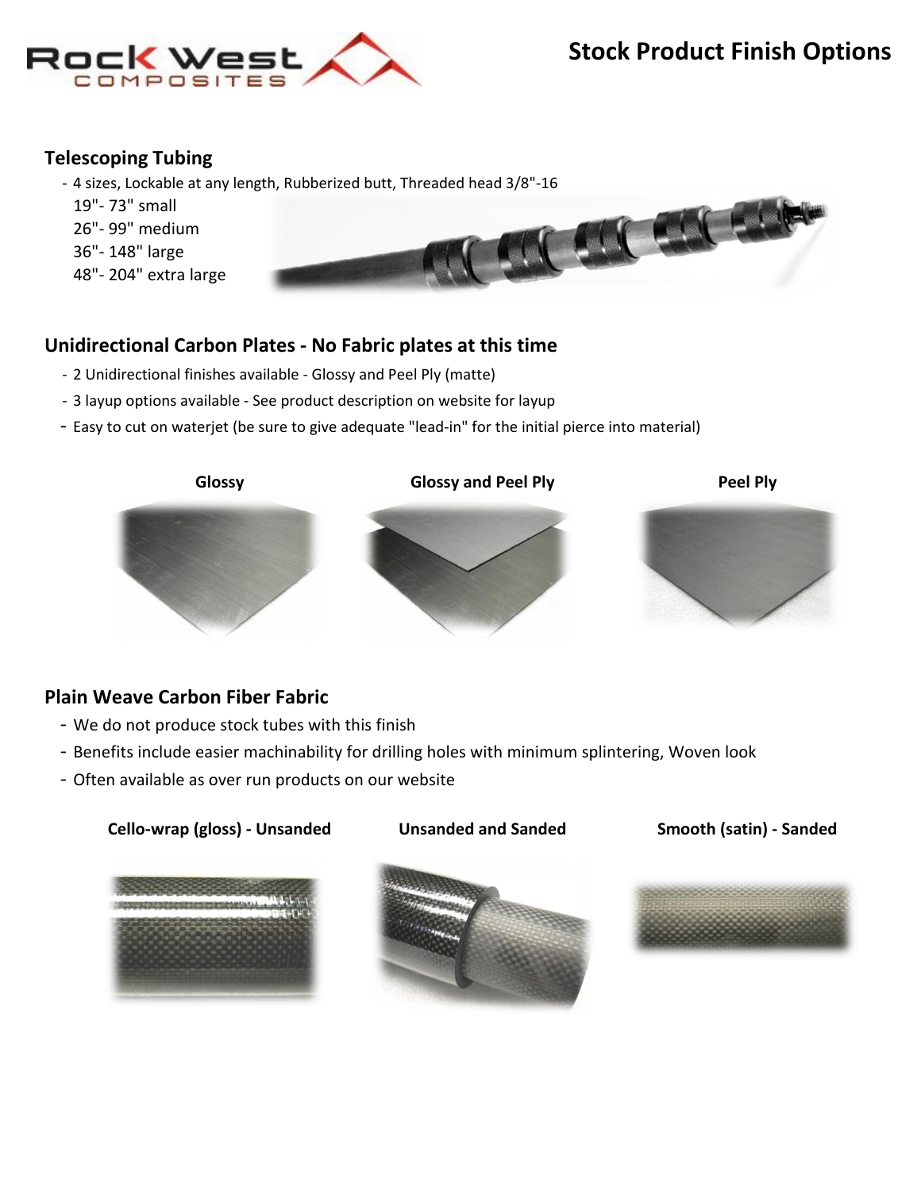# Stock Product Finish Options

## Telescoping Tubing

- 4 sizes, Lockable at any length, Rubberized butt, Threaded head 3/8"-16

  19"- 73" small

  26"- 99" medium

  36"- 148" large

  48"- 204" extra large

## Unidirectional Carbon Plates - No Fabric plates at this time

- 2 Unidirectional finishes available - Glossy and Peel Ply (matte)
- 3 layup options available - See product description on website for layup
- Easy to cut on waterjet (be sure to give adequate "lead-in" for the initial pierce into material)

**Glossy**

**Glossy and Peel Ply**

**Peel Ply**

## Plain Weave Carbon Fiber Fabric

- We do not produce stock tubes with this finish
- Benefits include easier machinability for drilling holes with minimum splintering, Woven look
- Often available as over run products on our website

**Cello-wrap (gloss) - Unsanded**

**Unsanded and Sanded**

**Smooth (satin) - Sanded**